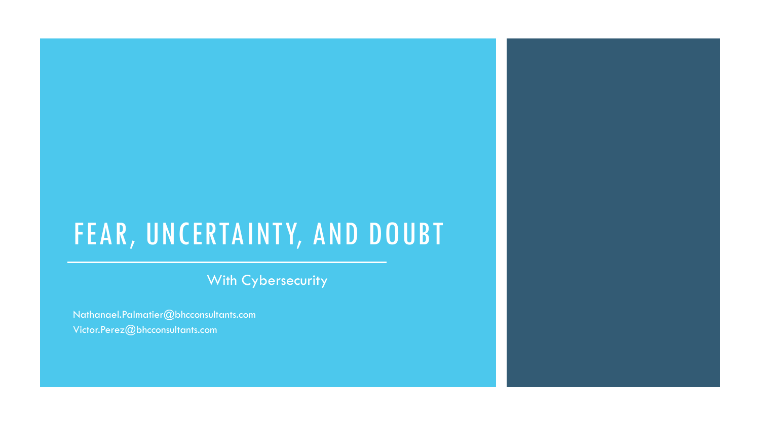# FEAR, UNCERTAINTY, AND DOUBT

With Cybersecurity

Nathanael.Palmatier@bhcconsultants.com
Victor.Perez@bhcconsultants.com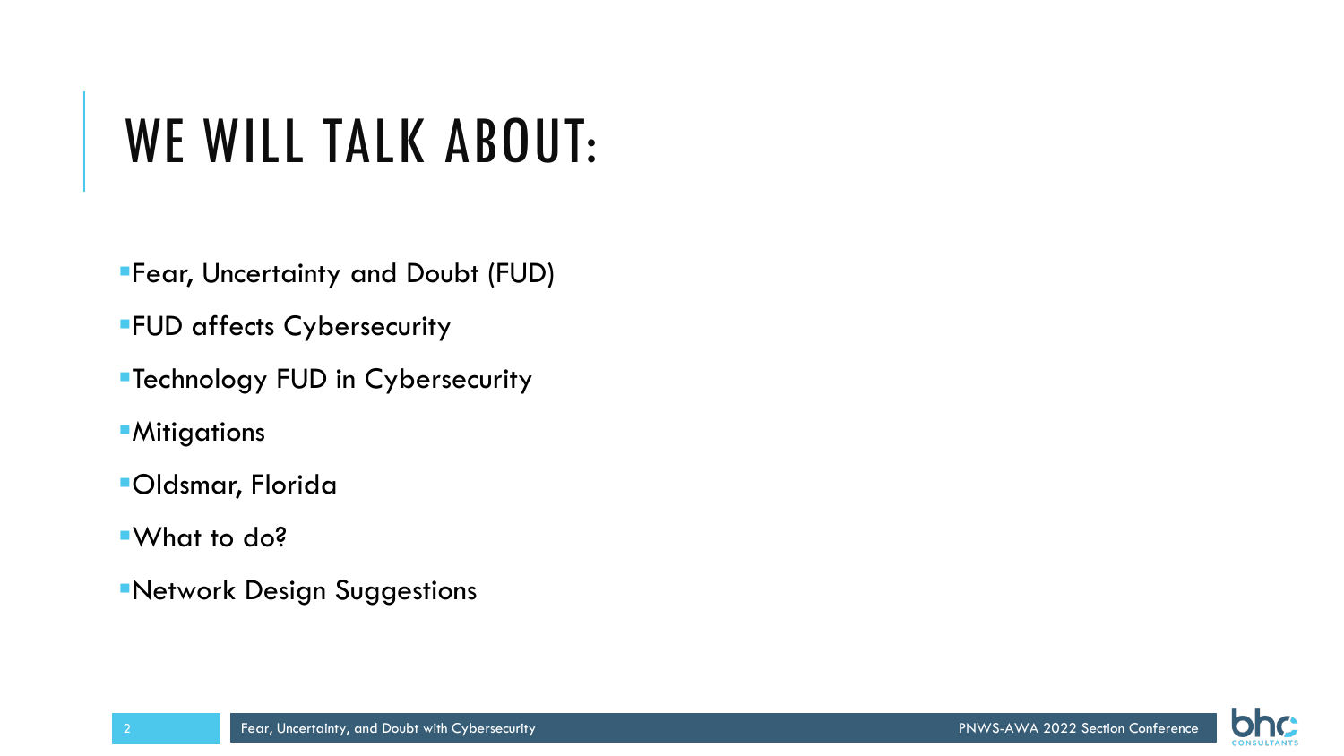# WE WILL TALK ABOUT:

- Fear, Uncertainty and Doubt (FUD)
- FUD affects Cybersecurity
- Technology FUD in Cybersecurity
- Mitigations
- Oldsmar, Florida
- What to do?
- Network Design Suggestions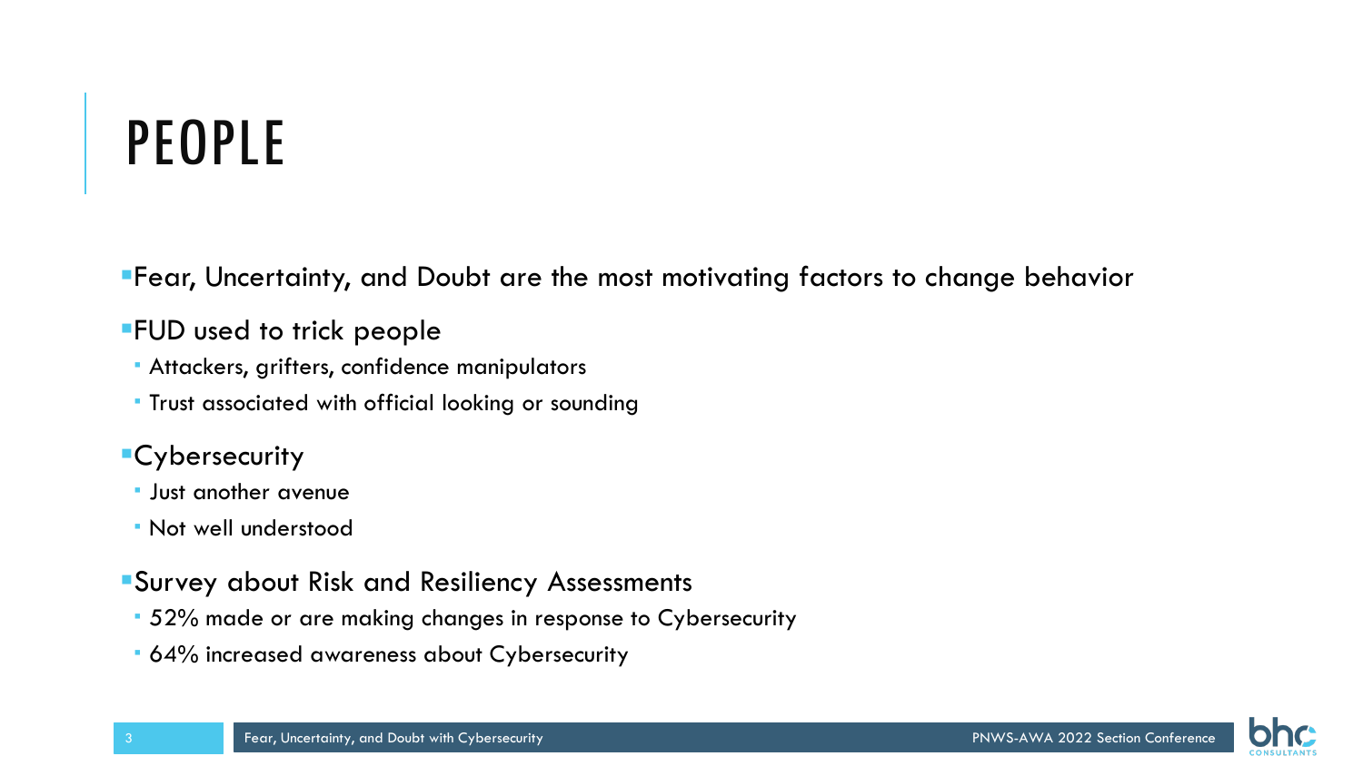# PEOPLE

- Fear, Uncertainty, and Doubt are the most motivating factors to change behavior
- FUD used to trick people
  - Attackers, grifters, confidence manipulators
  - Trust associated with official looking or sounding
- Cybersecurity
  - Just another avenue
  - Not well understood
- Survey about Risk and Resiliency Assessments
  - 52% made or are making changes in response to Cybersecurity
  - 64% increased awareness about Cybersecurity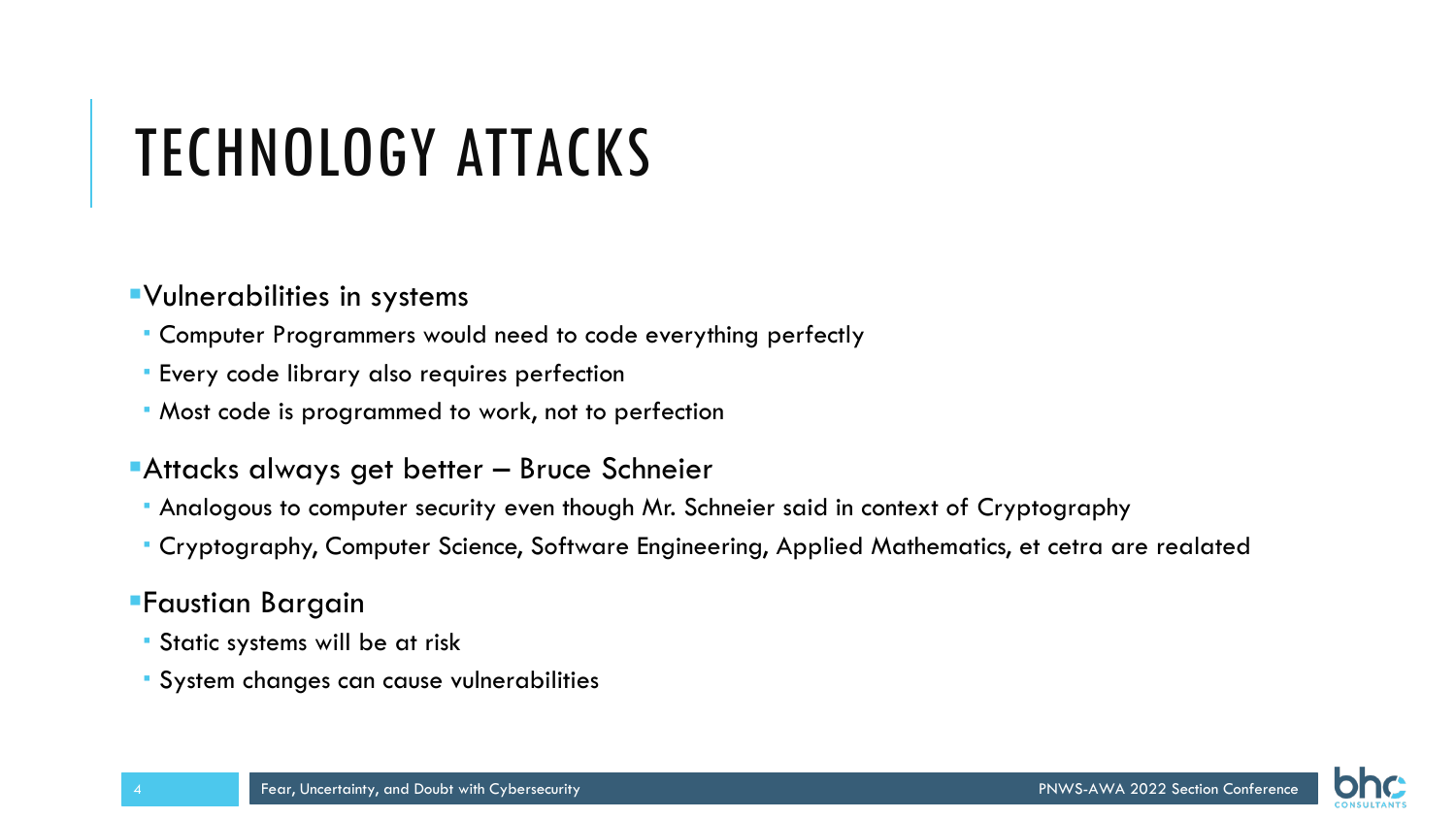# TECHNOLOGY ATTACKS

- Vulnerabilities in systems
  - Computer Programmers would need to code everything perfectly
  - Every code library also requires perfection
  - Most code is programmed to work, not to perfection
- Attacks always get better – Bruce Schneier
  - Analogous to computer security even though Mr. Schneier said in context of Cryptography
  - Cryptography, Computer Science, Software Engineering, Applied Mathematics, et cetra are realated
- Faustian Bargain
  - Static systems will be at risk
  - System changes can cause vulnerabilities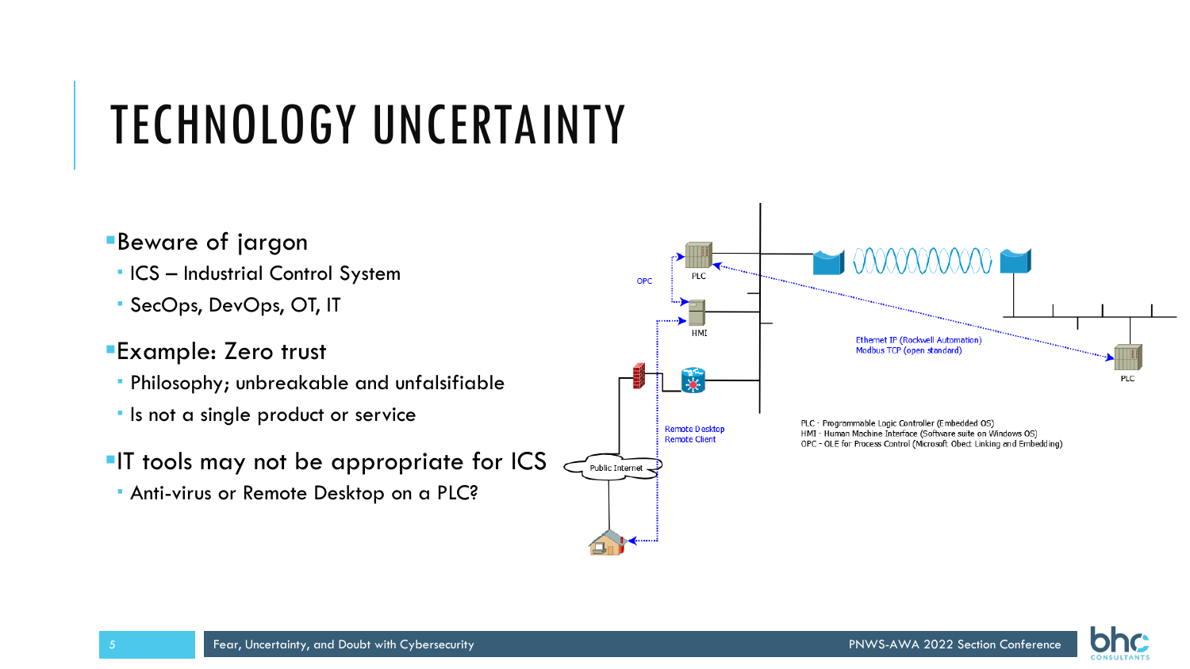# TECHNOLOGY UNCERTAINTY

- Beware of jargon
  - ICS – Industrial Control System
  - SecOps, DevOps, OT, IT
- Example: Zero trust
  - Philosophy; unbreakable and unfalsifiable
  - Is not a single product or service
- IT tools may not be appropriate for ICS
  - Anti-virus or Remote Desktop on a PLC?

OPC

PLC

HMI

Remote Desktop
Remote Client

Public Internet

Ethernet IP (Rockwell Automation)
Modbus TCP (open standard)

PLC

PLC - Programmable Logic Controller (Embedded OS)
HMI - Human Machine Interface (Software suite on Windows OS)
OPC - OLE for Process Control (Microsoft Obect Linking and Embedding)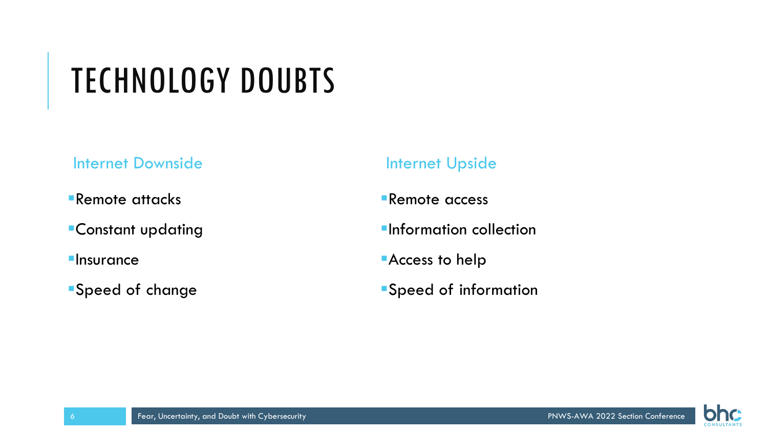# TECHNOLOGY DOUBTS

### Internet Downside

- Remote attacks
- Constant updating
- Insurance
- Speed of change

### Internet Upside

- Remote access
- Information collection
- Access to help
- Speed of information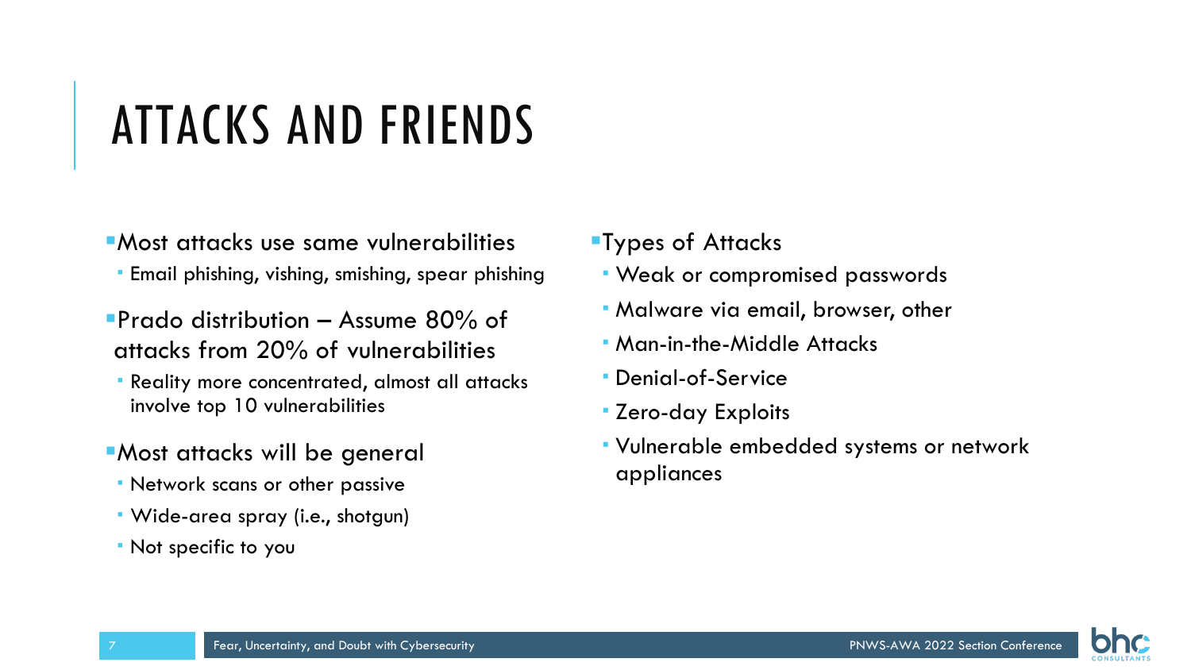# ATTACKS AND FRIENDS

- Most attacks use same vulnerabilities
  - Email phishing, vishing, smishing, spear phishing
- Prado distribution – Assume 80% of attacks from 20% of vulnerabilities
  - Reality more concentrated, almost all attacks involve top 10 vulnerabilities
- Most attacks will be general
  - Network scans or other passive
  - Wide-area spray (i.e., shotgun)
  - Not specific to you

- Types of Attacks
  - Weak or compromised passwords
  - Malware via email, browser, other
  - Man-in-the-Middle Attacks
  - Denial-of-Service
  - Zero-day Exploits
  - Vulnerable embedded systems or network appliances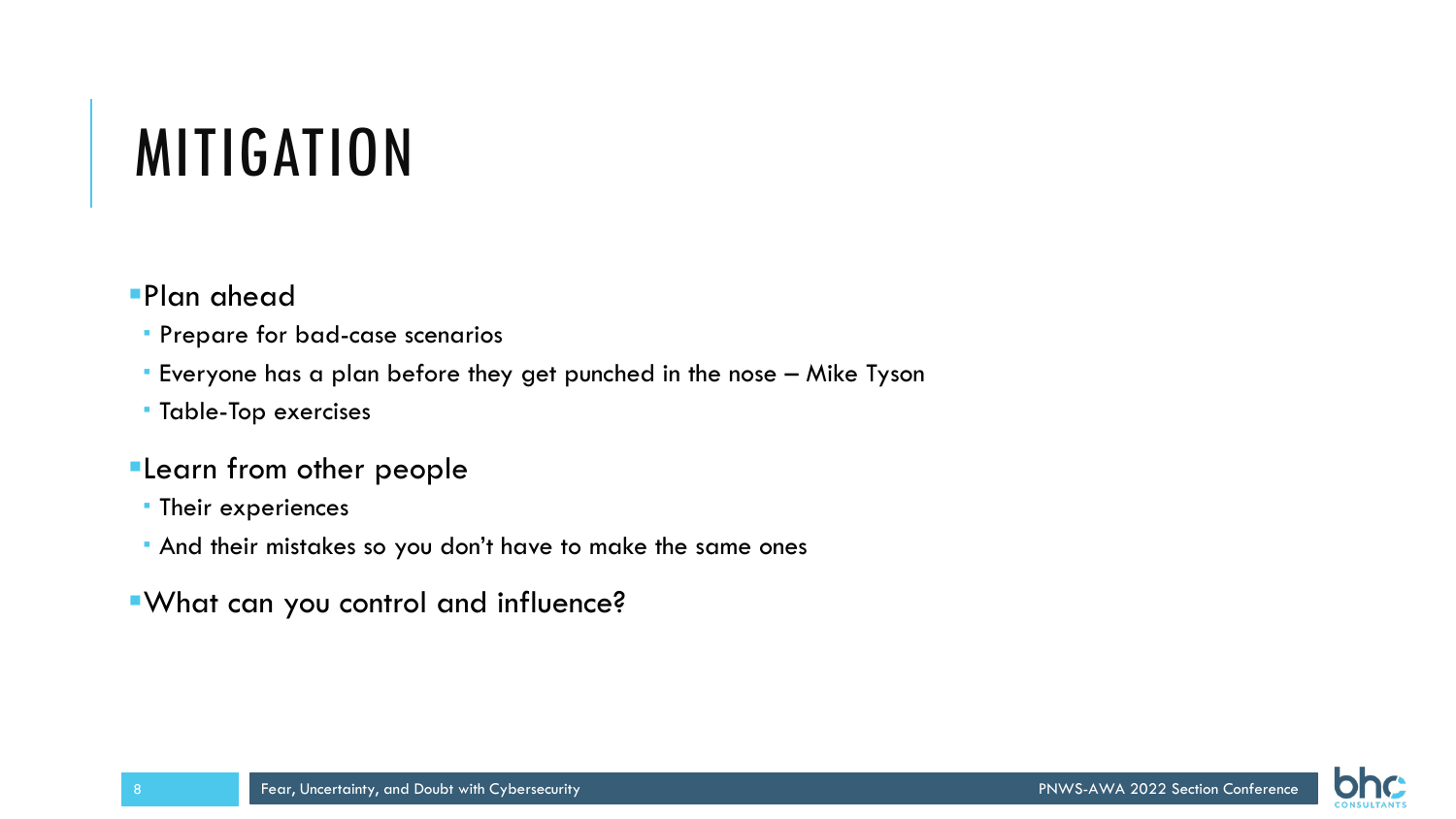# MITIGATION

- Plan ahead
  - Prepare for bad-case scenarios
  - Everyone has a plan before they get punched in the nose – Mike Tyson
  - Table-Top exercises
- Learn from other people
  - Their experiences
  - And their mistakes so you don't have to make the same ones
- What can you control and influence?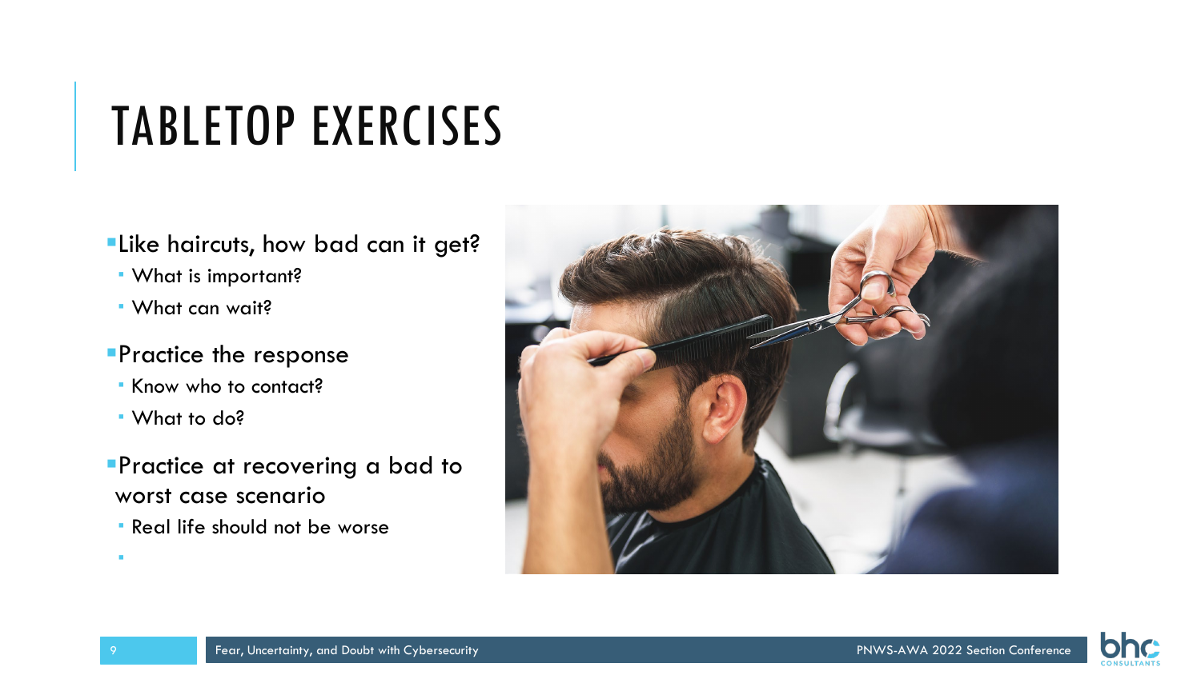# TABLETOP EXERCISES

- Like haircuts, how bad can it get?
  - What is important?
  - What can wait?
- Practice the response
  - Know who to contact?
  - What to do?
- Practice at recovering a bad to worst case scenario
  - Real life should not be worse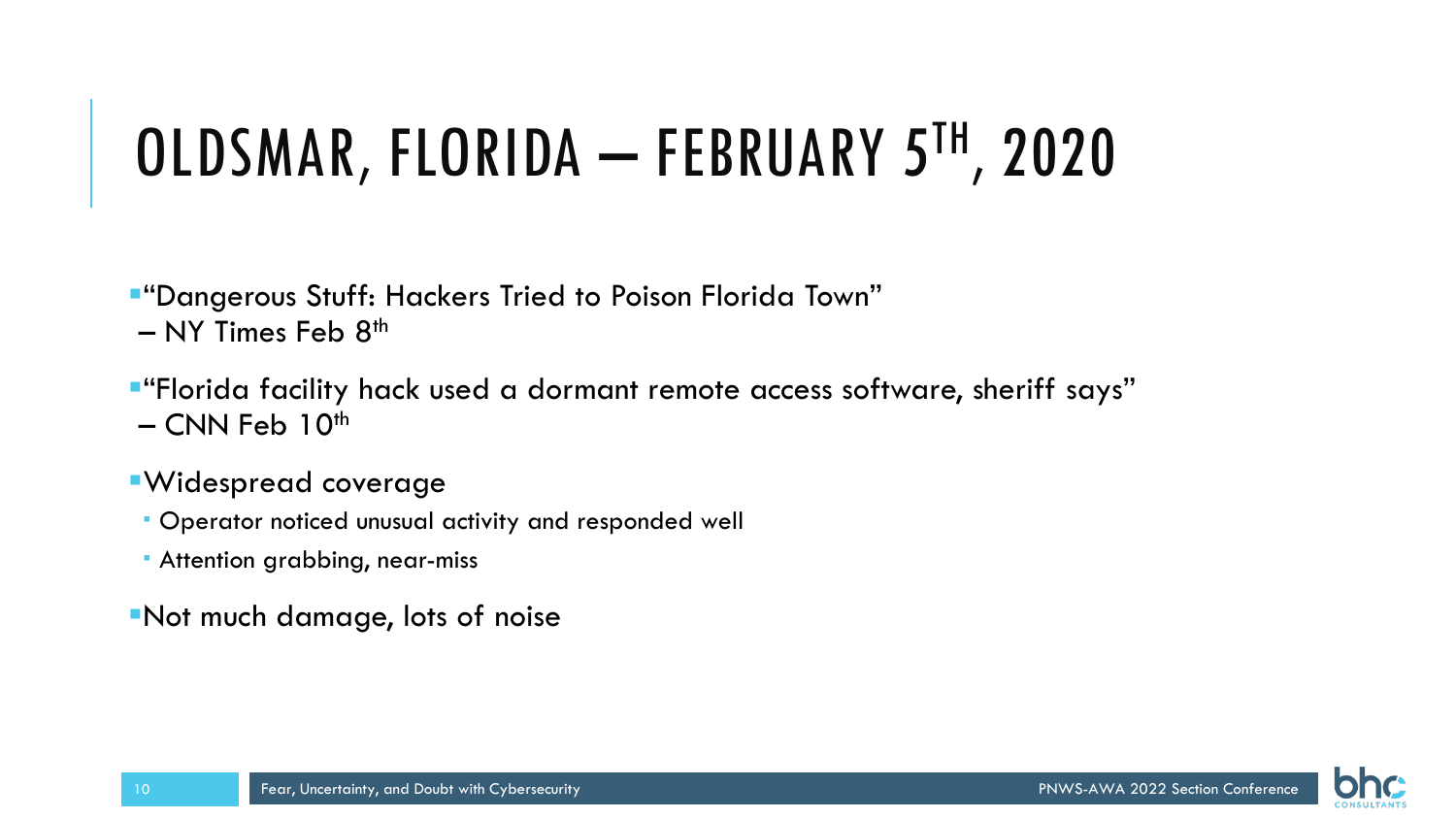# OLDSMAR, FLORIDA – FEBRUARY 5TH, 2020

- "Dangerous Stuff: Hackers Tried to Poison Florida Town" – NY Times Feb 8th
- "Florida facility hack used a dormant remote access software, sheriff says" – CNN Feb 10th
- Widespread coverage
  - Operator noticed unusual activity and responded well
  - Attention grabbing, near-miss
- Not much damage, lots of noise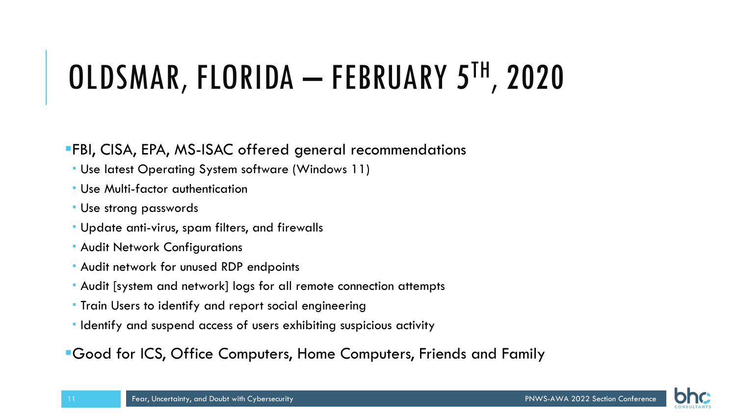# OLDSMAR, FLORIDA – FEBRUARY 5TH, 2020

- FBI, CISA, EPA, MS-ISAC offered general recommendations
  - Use latest Operating System software (Windows 11)
  - Use Multi-factor authentication
  - Use strong passwords
  - Update anti-virus, spam filters, and firewalls
  - Audit Network Configurations
  - Audit network for unused RDP endpoints
  - Audit [system and network] logs for all remote connection attempts
  - Train Users to identify and report social engineering
  - Identify and suspend access of users exhibiting suspicious activity
- Good for ICS, Office Computers, Home Computers, Friends and Family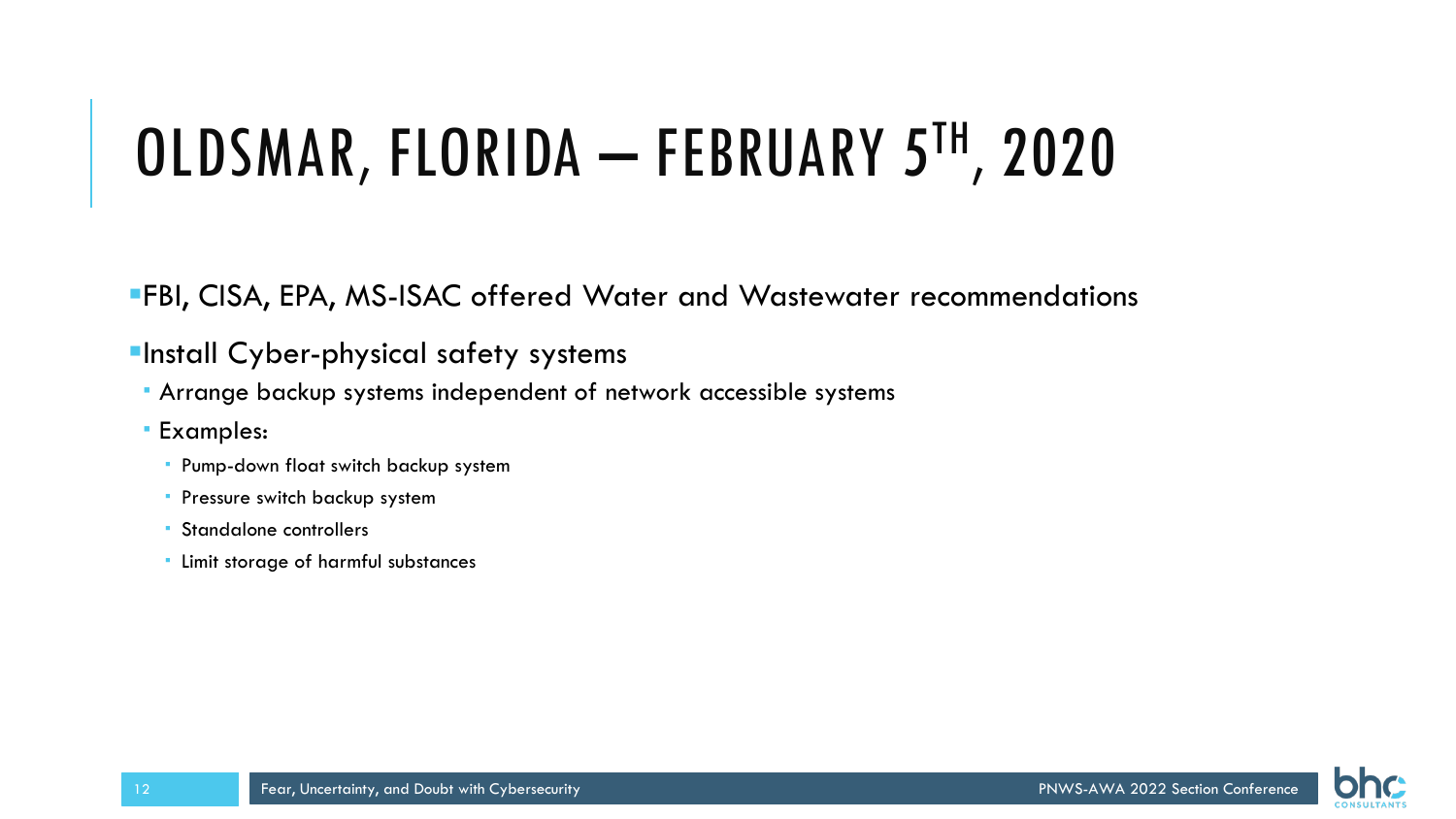# OLDSMAR, FLORIDA – FEBRUARY 5TH, 2020

- FBI, CISA, EPA, MS-ISAC offered Water and Wastewater recommendations
- Install Cyber-physical safety systems
  - Arrange backup systems independent of network accessible systems
  - Examples:
    - Pump-down float switch backup system
    - Pressure switch backup system
    - Standalone controllers
    - Limit storage of harmful substances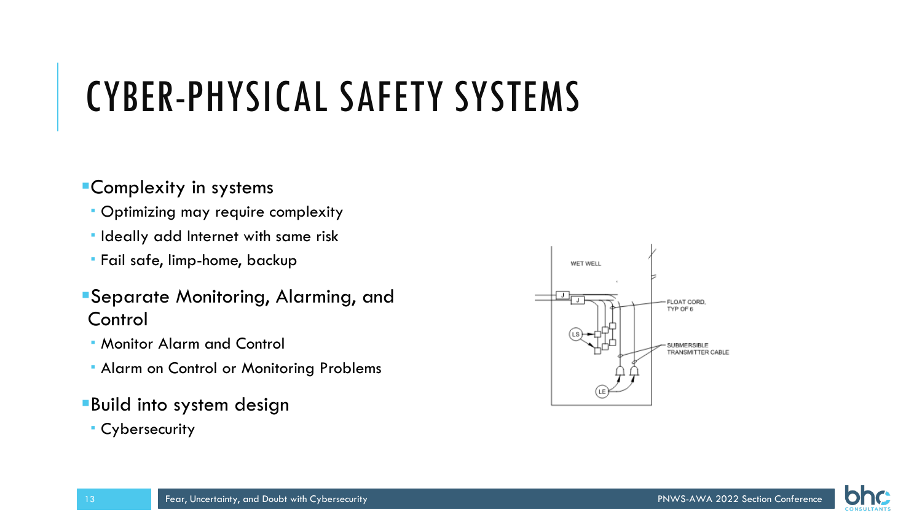# CYBER-PHYSICAL SAFETY SYSTEMS

- Complexity in systems
  - Optimizing may require complexity
  - Ideally add Internet with same risk
  - Fail safe, limp-home, backup
- Separate Monitoring, Alarming, and Control
  - Monitor Alarm and Control
  - Alarm on Control or Monitoring Problems
- Build into system design
  - Cybersecurity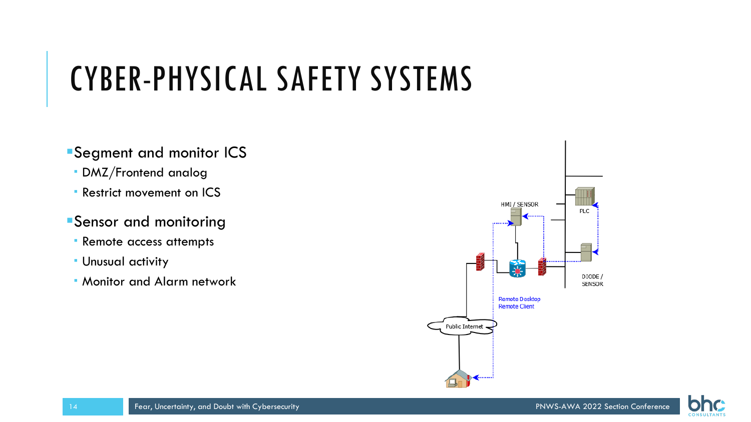# CYBER-PHYSICAL SAFETY SYSTEMS

- Segment and monitor ICS
  - DMZ/Frontend analog
  - Restrict movement on ICS
- Sensor and monitoring
  - Remote access attempts
  - Unusual activity
  - Monitor and Alarm network

HMI / SENSOR

PLC

DIODE / SENSOR

Remote Desktop
Remote Client

Public Internet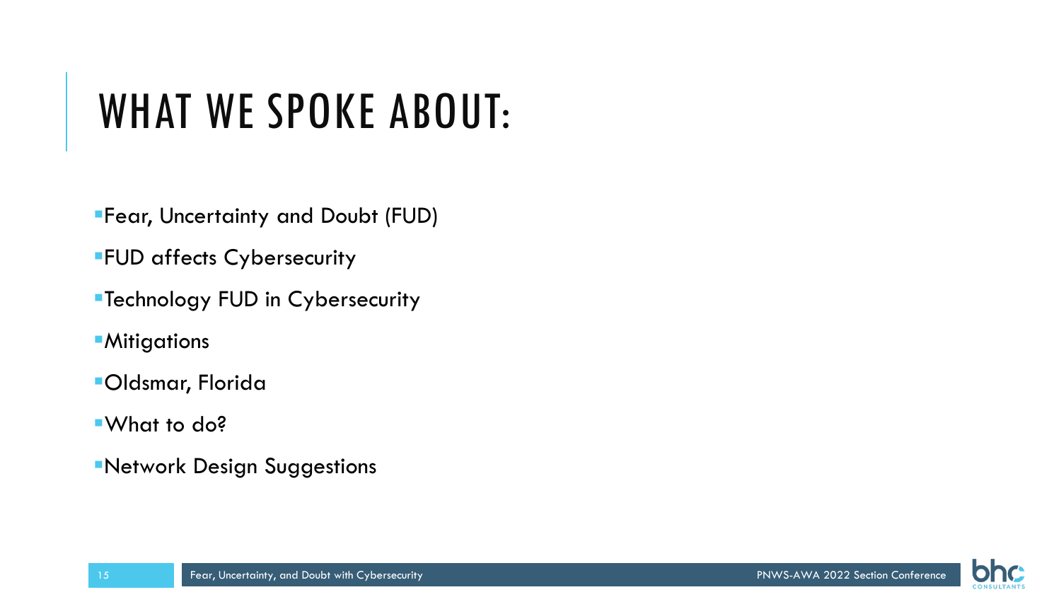# WHAT WE SPOKE ABOUT:

- Fear, Uncertainty and Doubt (FUD)
- FUD affects Cybersecurity
- Technology FUD in Cybersecurity
- Mitigations
- Oldsmar, Florida
- What to do?
- Network Design Suggestions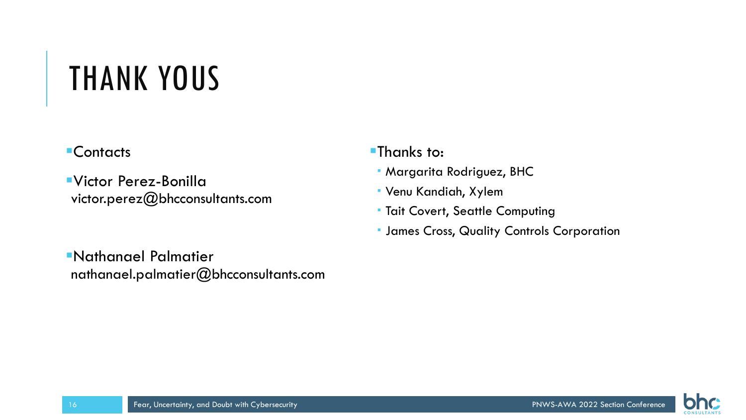# THANK YOUS

- Contacts
- Victor Perez-Bonilla
  victor.perez@bhcconsultants.com
- Nathanael Palmatier
  nathanael.palmatier@bhcconsultants.com

- Thanks to:
  - Margarita Rodriguez, BHC
  - Venu Kandiah, Xylem
  - Tait Covert, Seattle Computing
  - James Cross, Quality Controls Corporation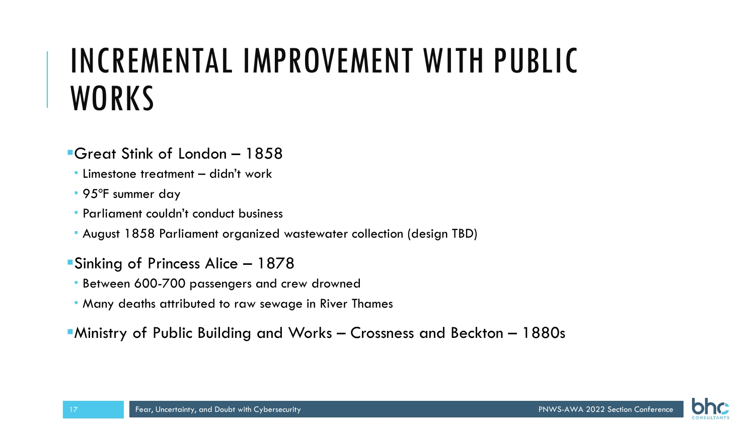# INCREMENTAL IMPROVEMENT WITH PUBLIC WORKS

- Great Stink of London – 1858
  - Limestone treatment – didn't work
  - 95°F summer day
  - Parliament couldn't conduct business
  - August 1858 Parliament organized wastewater collection (design TBD)
- Sinking of Princess Alice – 1878
  - Between 600-700 passengers and crew drowned
  - Many deaths attributed to raw sewage in River Thames
- Ministry of Public Building and Works – Crossness and Beckton – 1880s